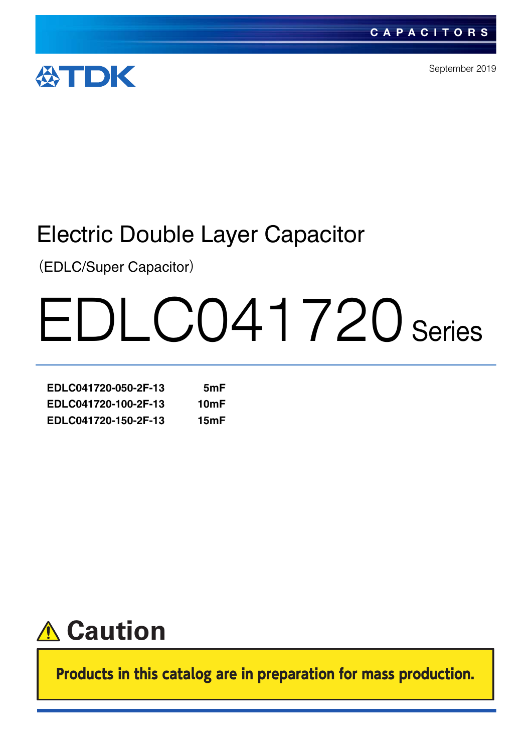CAPACITORS

TDK

September 2019

# Electric Double Layer Capacitor

（EDLC/Super Capacitor）

# EDLC041720 Series

| | |
|---|---|
| **EDLC041720-050-2F-13** | **5mF** |
| **EDLC041720-100-2F-13** | **10mF** |
| **EDLC041720-150-2F-13** | **15mF** |

## ⚠ Caution

**Products in this catalog are in preparation for mass production.**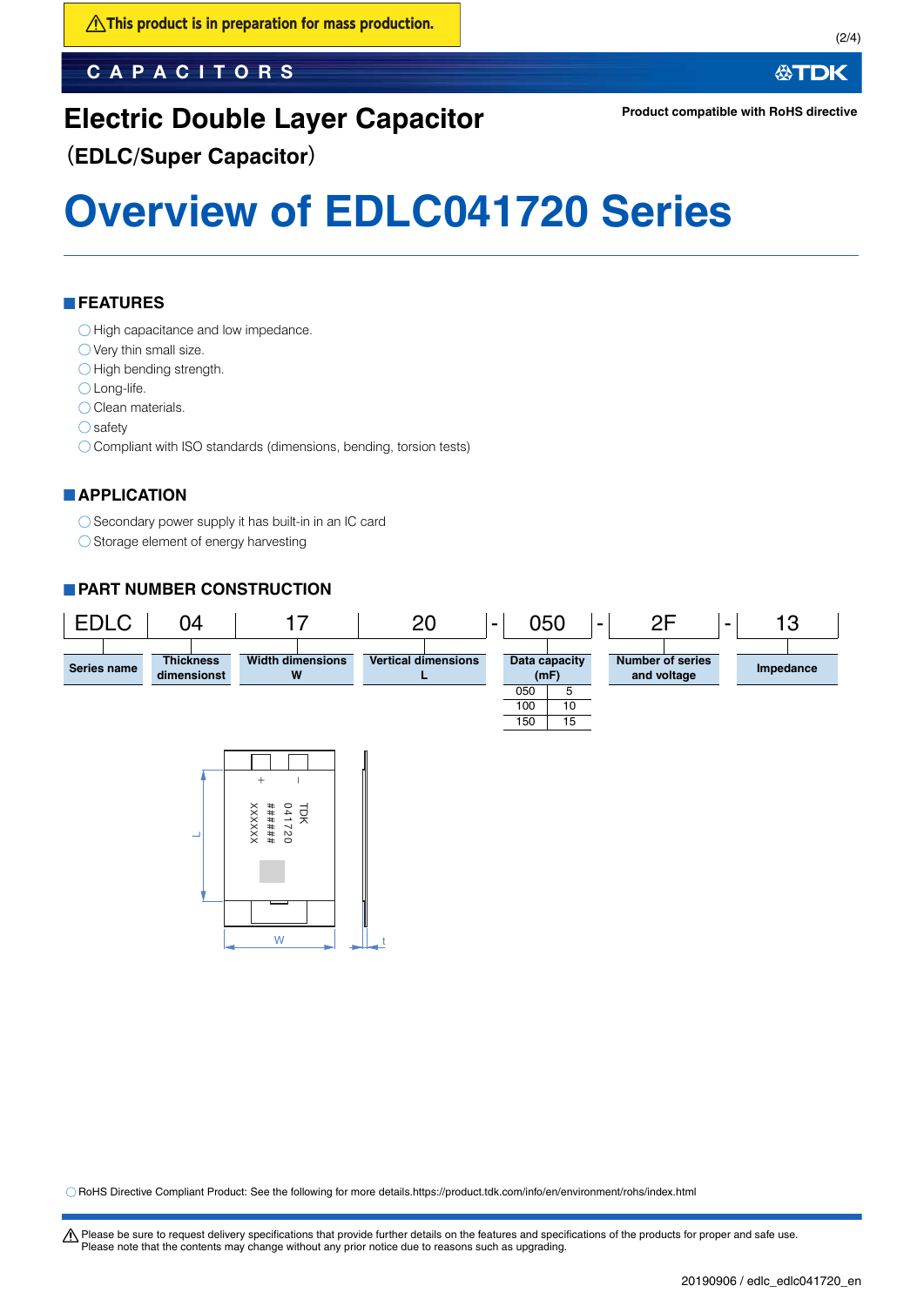⚠This product is in preparation for mass production.

Product compatible with RoHS directive

# Electric Double Layer Capacitor

**(EDLC/Super Capacitor)**

# Overview of EDLC041720 Series

## FEATURES

- ◯ High capacitance and low impedance.
- ◯ Very thin small size.
- ◯ High bending strength.
- ◯ Long-life.
- ◯ Clean materials.
- ◯ safety
- ◯ Compliant with ISO standards (dimensions, bending, torsion tests)

## APPLICATION

- ◯ Secondary power supply it has built-in in an IC card
- ◯ Storage element of energy harvesting

## PART NUMBER CONSTRUCTION

| EDLC | 04 | 17 | 20 | - | 050 | - | 2F | - | 13 |
|---|---|---|---|---|---|---|---|---|---|
| Series name | Thickness dimensionst | Width dimensions W | Vertical dimensions L | | Data capacity (mF) | | Number of series and voltage | | Impedance |

| Code | Data capacity (mF) |
|---|---|
| 050 | 5 |
| 100 | 10 |
| 150 | 15 |

◯ RoHS Directive Compliant Product: See the following for more details.https://product.tdk.com/info/en/environment/rohs/index.html

⚠ Please be sure to request delivery specifications that provide further details on the features and specifications of the products for proper and safe use.
Please note that the contents may change without any prior notice due to reasons such as upgrading.

20190906 / edlc_edlc041720_en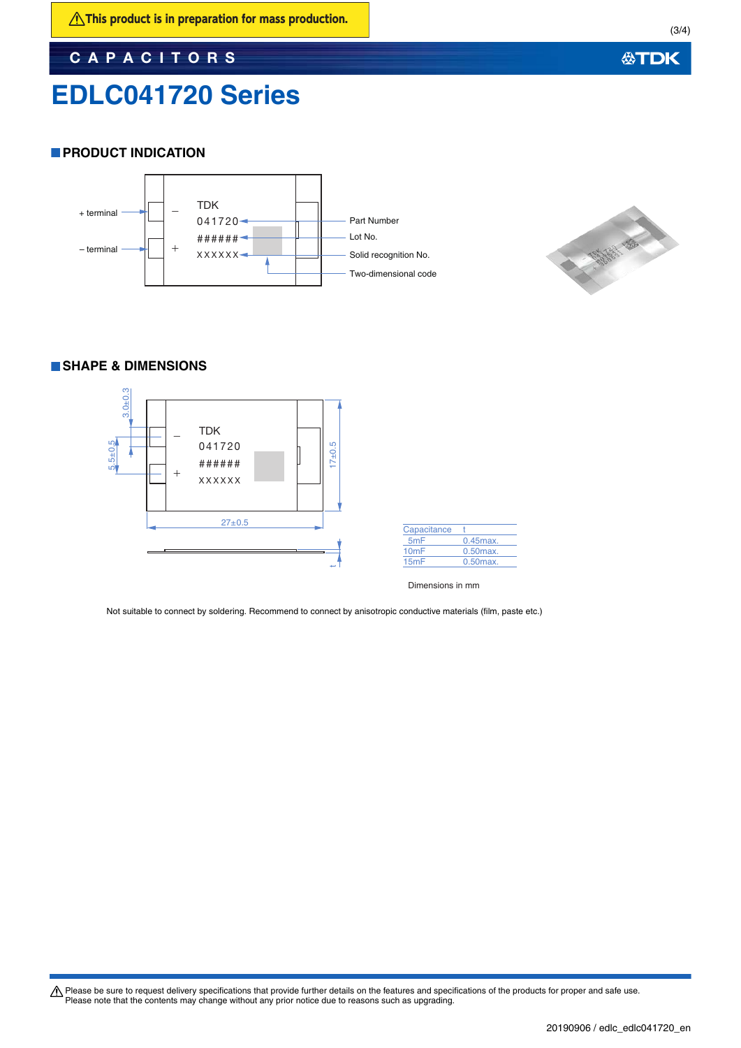⚠This product is in preparation for mass production.

CAPACITORS

# EDLC041720 Series

## PRODUCT INDICATION

+ terminal

– terminal

TDK

041720

######

XXXXXX

Part Number

Lot No.

Solid recognition No.

Two-dimensional code

## SHAPE & DIMENSIONS

3.0±0.3

5.5±0.5

17±0.5

27±0.5

t

| Capacitance | t |
|---|---|
| 5mF | 0.45max. |
| 10mF | 0.50max. |
| 15mF | 0.50max. |

Dimensions in mm

Not suitable to connect by soldering. Recommend to connect by anisotropic conductive materials (film, paste etc.)

⚠ Please be sure to request delivery specifications that provide further details on the features and specifications of the products for proper and safe use.
Please note that the contents may change without any prior notice due to reasons such as upgrading.

20190906 / edlc_edlc041720_en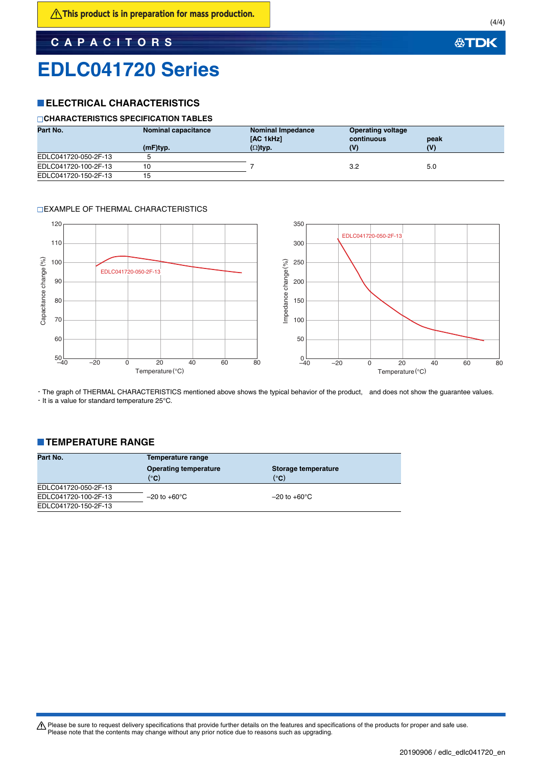⚠This product is in preparation for mass production.

CAPACITORS

# EDLC041720 Series

## ■ELECTRICAL CHARACTERISTICS

### □CHARACTERISTICS SPECIFICATION TABLES

| Part No. | Nominal capacitance (mF)typ. | Nominal Impedance [AC 1kHz] (Ω)typ. | Operating voltage continuous (V) | peak (V) |
|---|---|---|---|---|
| EDLC041720-050-2F-13 | 5 | 7 | 3.2 | 5.0 |
| EDLC041720-100-2F-13 | 10 | | | |
| EDLC041720-150-2F-13 | 15 | | | |

### □EXAMPLE OF THERMAL CHARACTERISTICS

Capacitance change (%)
120
110
100
90
80
70
60
50
–40 –20 0 20 40 60 80
Temperature (°C)
EDLC041720-050-2F-13

Impedance change (%)
350
300
250
200
150
100
50
0
–40 –20 0 20 40 60 80
Temperature (°C)
EDLC041720-050-2F-13

・The graph of THERMAL CHARACTERISTICS mentioned above shows the typical behavior of the product, and does not show the guarantee values.
・It is a value for standard temperature 25°C.

## ■TEMPERATURE RANGE

| Part No. | Temperature range Operating temperature (°C) | Storage temperature (°C) |
|---|---|---|
| EDLC041720-050-2F-13 | –20 to +60°C | –20 to +60°C |
| EDLC041720-100-2F-13 | | |
| EDLC041720-150-2F-13 | | |

⚠Please be sure to request delivery specifications that provide further details on the features and specifications of the products for proper and safe use.
Please note that the contents may change without any prior notice due to reasons such as upgrading.

20190906 / edlc_edlc041720_en